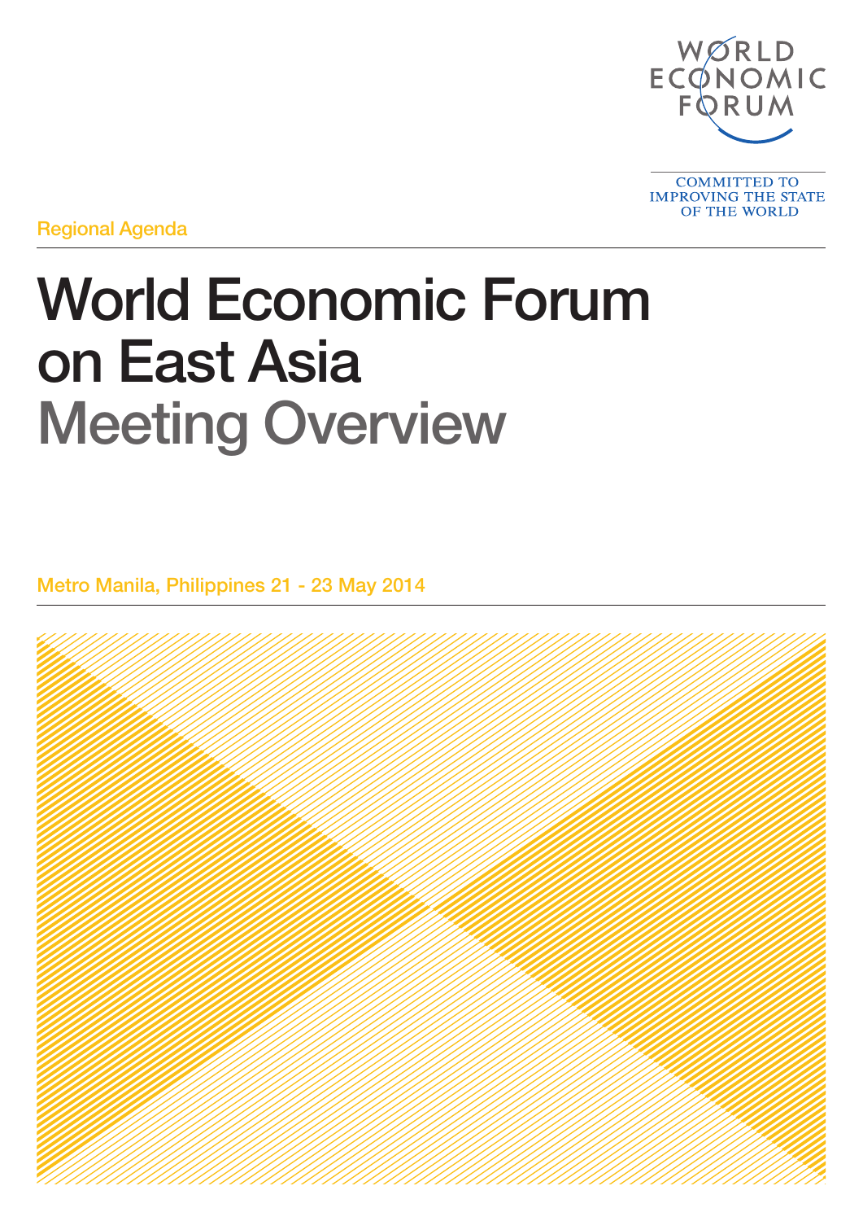WORLD ECONOMIC FORUM

COMMITTED TO IMPROVING THE STATE OF THE WORLD

Regional Agenda

# World Economic Forum on East Asia
## Meeting Overview

Metro Manila, Philippines 21 - 23 May 2014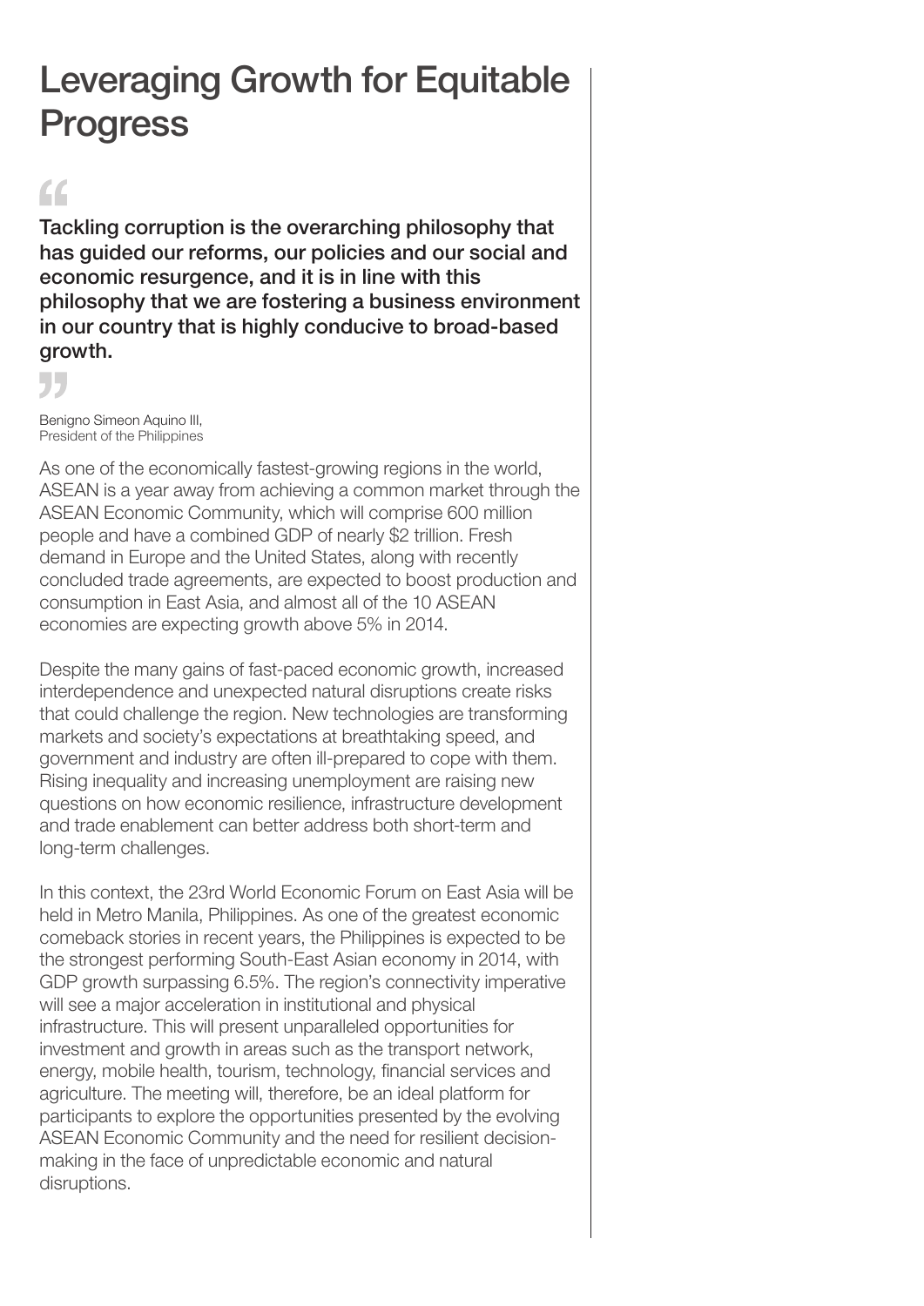# Leveraging Growth for Equitable Progress

> **Tackling corruption is the overarching philosophy that has guided our reforms, our policies and our social and economic resurgence, and it is in line with this philosophy that we are fostering a business environment in our country that is highly conducive to broad-based growth.**

Benigno Simeon Aquino III,
President of the Philippines

As one of the economically fastest-growing regions in the world, ASEAN is a year away from achieving a common market through the ASEAN Economic Community, which will comprise 600 million people and have a combined GDP of nearly $2 trillion. Fresh demand in Europe and the United States, along with recently concluded trade agreements, are expected to boost production and consumption in East Asia, and almost all of the 10 ASEAN economies are expecting growth above 5% in 2014.

Despite the many gains of fast-paced economic growth, increased interdependence and unexpected natural disruptions create risks that could challenge the region. New technologies are transforming markets and society's expectations at breathtaking speed, and government and industry are often ill-prepared to cope with them. Rising inequality and increasing unemployment are raising new questions on how economic resilience, infrastructure development and trade enablement can better address both short-term and long-term challenges.

In this context, the 23rd World Economic Forum on East Asia will be held in Metro Manila, Philippines. As one of the greatest economic comeback stories in recent years, the Philippines is expected to be the strongest performing South-East Asian economy in 2014, with GDP growth surpassing 6.5%. The region's connectivity imperative will see a major acceleration in institutional and physical infrastructure. This will present unparalleled opportunities for investment and growth in areas such as the transport network, energy, mobile health, tourism, technology, financial services and agriculture. The meeting will, therefore, be an ideal platform for participants to explore the opportunities presented by the evolving ASEAN Economic Community and the need for resilient decision-making in the face of unpredictable economic and natural disruptions.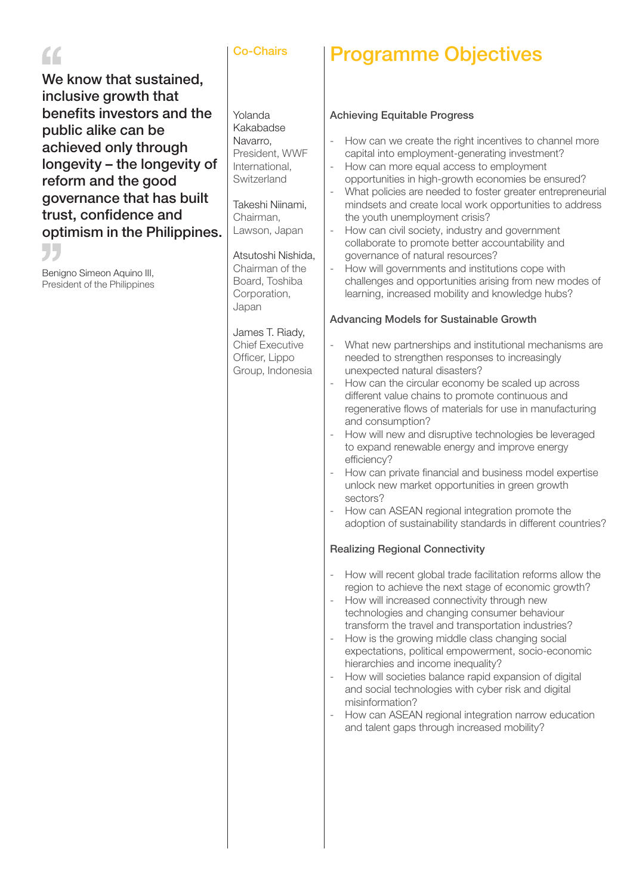> We know that sustained, inclusive growth that benefits investors and the public alike can be achieved only through longevity – the longevity of reform and the good governance that has built trust, confidence and optimism in the Philippines.

Benigno Simeon Aquino III,
President of the Philippines

## Co-Chairs

Yolanda Kakabadse Navarro,
President, WWF International, Switzerland

Takeshi Niinami,
Chairman, Lawson, Japan

Atsutoshi Nishida,
Chairman of the Board, Toshiba Corporation, Japan

James T. Riady,
Chief Executive Officer, Lippo Group, Indonesia

# Programme Objectives

### Achieving Equitable Progress

- How can we create the right incentives to channel more capital into employment-generating investment?
- How can more equal access to employment opportunities in high-growth economies be ensured?
- What policies are needed to foster greater entrepreneurial mindsets and create local work opportunities to address the youth unemployment crisis?
- How can civil society, industry and government collaborate to promote better accountability and governance of natural resources?
- How will governments and institutions cope with challenges and opportunities arising from new modes of learning, increased mobility and knowledge hubs?

### Advancing Models for Sustainable Growth

- What new partnerships and institutional mechanisms are needed to strengthen responses to increasingly unexpected natural disasters?
- How can the circular economy be scaled up across different value chains to promote continuous and regenerative flows of materials for use in manufacturing and consumption?
- How will new and disruptive technologies be leveraged to expand renewable energy and improve energy efficiency?
- How can private financial and business model expertise unlock new market opportunities in green growth sectors?
- How can ASEAN regional integration promote the adoption of sustainability standards in different countries?

### Realizing Regional Connectivity

- How will recent global trade facilitation reforms allow the region to achieve the next stage of economic growth?
- How will increased connectivity through new technologies and changing consumer behaviour transform the travel and transportation industries?
- How is the growing middle class changing social expectations, political empowerment, socio-economic hierarchies and income inequality?
- How will societies balance rapid expansion of digital and social technologies with cyber risk and digital misinformation?
- How can ASEAN regional integration narrow education and talent gaps through increased mobility?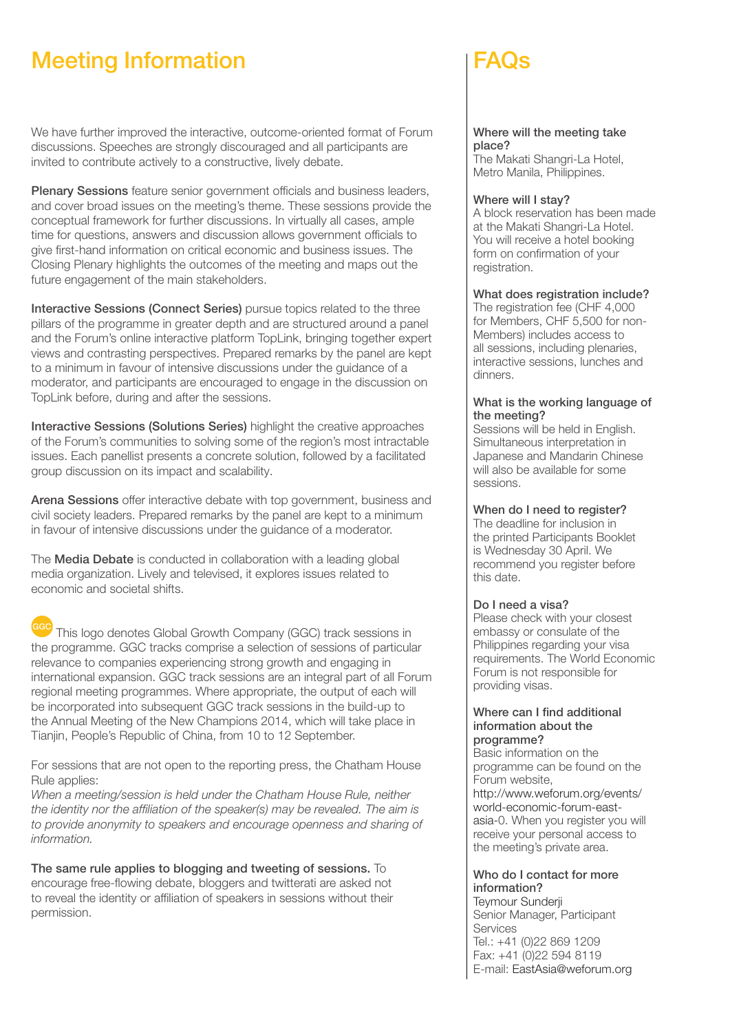# Meeting Information

We have further improved the interactive, outcome-oriented format of Forum discussions. Speeches are strongly discouraged and all participants are invited to contribute actively to a constructive, lively debate.

**Plenary Sessions** feature senior government officials and business leaders, and cover broad issues on the meeting's theme. These sessions provide the conceptual framework for further discussions. In virtually all cases, ample time for questions, answers and discussion allows government officials to give first-hand information on critical economic and business issues. The Closing Plenary highlights the outcomes of the meeting and maps out the future engagement of the main stakeholders.

**Interactive Sessions (Connect Series)** pursue topics related to the three pillars of the programme in greater depth and are structured around a panel and the Forum's online interactive platform TopLink, bringing together expert views and contrasting perspectives. Prepared remarks by the panel are kept to a minimum in favour of intensive discussions under the guidance of a moderator, and participants are encouraged to engage in the discussion on TopLink before, during and after the sessions.

**Interactive Sessions (Solutions Series)** highlight the creative approaches of the Forum's communities to solving some of the region's most intractable issues. Each panellist presents a concrete solution, followed by a facilitated group discussion on its impact and scalability.

**Arena Sessions** offer interactive debate with top government, business and civil society leaders. Prepared remarks by the panel are kept to a minimum in favour of intensive discussions under the guidance of a moderator.

The **Media Debate** is conducted in collaboration with a leading global media organization. Lively and televised, it explores issues related to economic and societal shifts.

GGC This logo denotes Global Growth Company (GGC) track sessions in the programme. GGC tracks comprise a selection of sessions of particular relevance to companies experiencing strong growth and engaging in international expansion. GGC track sessions are an integral part of all Forum regional meeting programmes. Where appropriate, the output of each will be incorporated into subsequent GGC track sessions in the build-up to the Annual Meeting of the New Champions 2014, which will take place in Tianjin, People's Republic of China, from 10 to 12 September.

For sessions that are not open to the reporting press, the Chatham House Rule applies:

*When a meeting/session is held under the Chatham House Rule, neither the identity nor the affiliation of the speaker(s) may be revealed. The aim is to provide anonymity to speakers and encourage openness and sharing of information.*

**The same rule applies to blogging and tweeting of sessions.** To encourage free-flowing debate, bloggers and twitterati are asked not to reveal the identity or affiliation of speakers in sessions without their permission.

# FAQs

**Where will the meeting take place?**
The Makati Shangri-La Hotel, Metro Manila, Philippines.

**Where will I stay?**
A block reservation has been made at the Makati Shangri-La Hotel. You will receive a hotel booking form on confirmation of your registration.

**What does registration include?**
The registration fee (CHF 4,000 for Members, CHF 5,500 for non-Members) includes access to all sessions, including plenaries, interactive sessions, lunches and dinners.

**What is the working language of the meeting?**
Sessions will be held in English. Simultaneous interpretation in Japanese and Mandarin Chinese will also be available for some sessions.

**When do I need to register?**
The deadline for inclusion in the printed Participants Booklet is Wednesday 30 April. We recommend you register before this date.

**Do I need a visa?**
Please check with your closest embassy or consulate of the Philippines regarding your visa requirements. The World Economic Forum is not responsible for providing visas.

**Where can I find additional information about the programme?**
Basic information on the programme can be found on the Forum website, http://www.weforum.org/events/world-economic-forum-east-asia-0. When you register you will receive your personal access to the meeting's private area.

**Who do I contact for more information?**
Teymour Sunderji
Senior Manager, Participant Services
Tel.: +41 (0)22 869 1209
Fax: +41 (0)22 594 8119
E-mail: EastAsia@weforum.org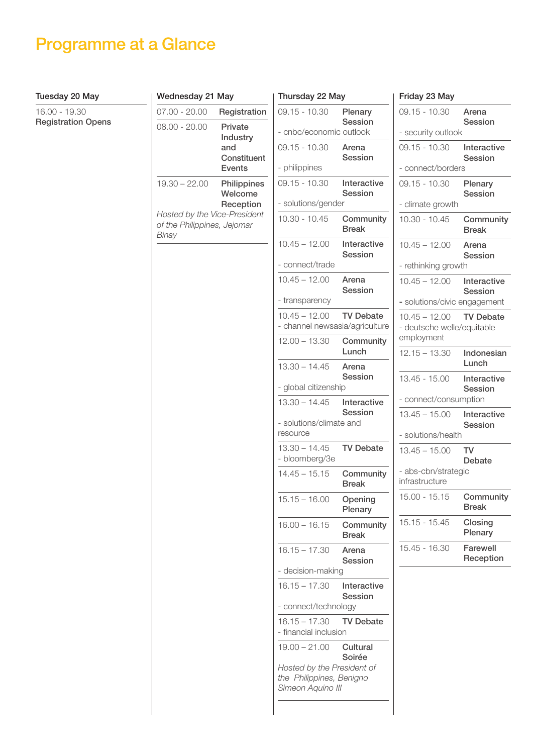# Programme at a Glance

## Tuesday 20 May

| Time | Event |
|---|---|
| 16.00 - 19.30 | **Registration Opens** |

## Wednesday 21 May

| Time | Event |
|---|---|
| 07.00 - 20.00 | **Registration** |
| 08.00 - 20.00 | **Private Industry and Constituent Events** |
| 19.30 – 22.00 | **Philippines Welcome Reception** *Hosted by the Vice-President of the Philippines, Jejomar Binay* |

## Thursday 22 May

| Time | Event |
|---|---|
| 09.15 - 10.30 | **Plenary Session** - cnbc/economic outlook |
| 09.15 - 10.30 | **Arena Session** - philippines |
| 09.15 - 10.30 | **Interactive Session** - solutions/gender |
| 10.30 - 10.45 | **Community Break** |
| 10.45 – 12.00 | **Interactive Session** - connect/trade |
| 10.45 – 12.00 | **Arena Session** - transparency |
| 10.45 – 12.00 | **TV Debate** - channel newsasia/agriculture |
| 12.00 – 13.30 | **Community Lunch** |
| 13.30 – 14.45 | **Arena Session** - global citizenship |
| 13.30 – 14.45 | **Interactive Session** - solutions/climate and resource |
| 13.30 – 14.45 | **TV Debate** - bloomberg/3e |
| 14.45 – 15.15 | **Community Break** |
| 15.15 – 16.00 | **Opening Plenary** |
| 16.00 – 16.15 | **Community Break** |
| 16.15 – 17.30 | **Arena Session** - decision-making |
| 16.15 – 17.30 | **Interactive Session** - connect/technology |
| 16.15 – 17.30 | **TV Debate** - financial inclusion |
| 19.00 – 21.00 | **Cultural Soirée** *Hosted by the President of the Philippines, Benigno Simeon Aquino III* |

## Friday 23 May

| Time | Event |
|---|---|
| 09.15 - 10.30 | **Arena Session** - security outlook |
| 09.15 - 10.30 | **Interactive Session** - connect/borders |
| 09.15 - 10.30 | **Plenary Session** - climate growth |
| 10.30 - 10.45 | **Community Break** |
| 10.45 – 12.00 | **Arena Session** - rethinking growth |
| 10.45 – 12.00 | **Interactive Session** - solutions/civic engagement |
| 10.45 – 12.00 | **TV Debate** - deutsche welle/equitable employment |
| 12.15 – 13.30 | **Indonesian Lunch** |
| 13.45 - 15.00 | **Interactive Session** - connect/consumption |
| 13.45 – 15.00 | **Interactive Session** - solutions/health |
| 13.45 – 15.00 | **TV Debate** - abs-cbn/strategic infrastructure |
| 15.00 - 15.15 | **Community Break** |
| 15.15 - 15.45 | **Closing Plenary** |
| 15.45 - 16.30 | **Farewell Reception** |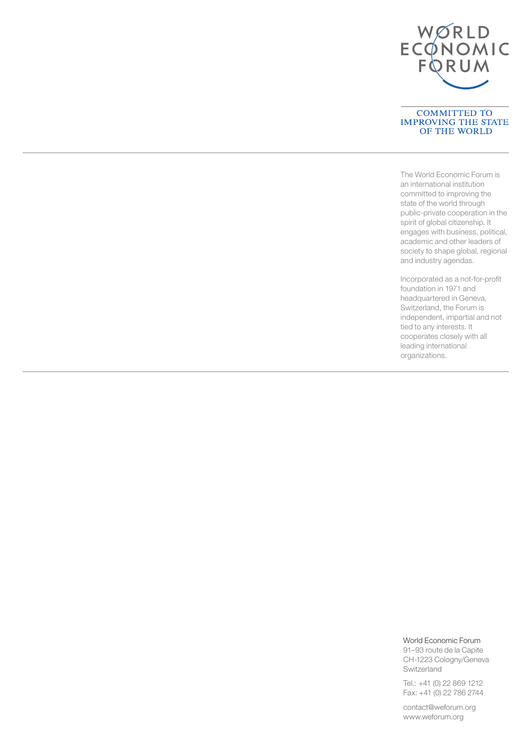WORLD ECONOMIC FORUM

COMMITTED TO IMPROVING THE STATE OF THE WORLD

The World Economic Forum is an international institution committed to improving the state of the world through public-private cooperation in the spirit of global citizenship. It engages with business, political, academic and other leaders of society to shape global, regional and industry agendas.

Incorporated as a not-for-profit foundation in 1971 and headquartered in Geneva, Switzerland, the Forum is independent, impartial and not tied to any interests. It cooperates closely with all leading international organizations.

World Economic Forum
91–93 route de la Capite
CH-1223 Cologny/Geneva
Switzerland

Tel.: +41 (0) 22 869 1212
Fax: +41 (0) 22 786 2744

contact@weforum.org
www.weforum.org